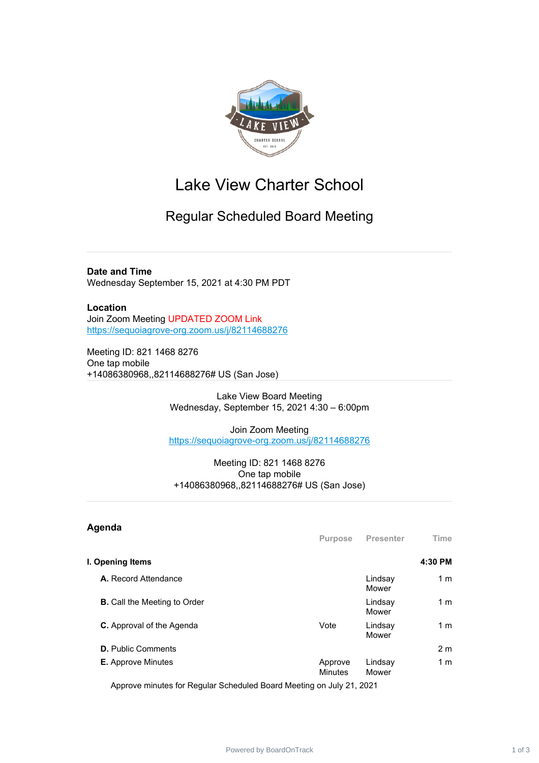# Lake View Charter School

## Regular Scheduled Board Meeting

---

**Date and Time**
Wednesday September 15, 2021 at 4:30 PM PDT

**Location**
Join Zoom Meeting UPDATED ZOOM Link
https://sequoiagrove-org.zoom.us/j/82114688276

Meeting ID: 821 1468 8276
One tap mobile
+14086380968,,82114688276# US (San Jose)

---

Lake View Board Meeting
Wednesday, September 15, 2021 4:30 – 6:00pm

Join Zoom Meeting
https://sequoiagrove-org.zoom.us/j/82114688276

Meeting ID: 821 1468 8276
One tap mobile
+14086380968,,82114688276# US (San Jose)

---

## Agenda

| | Purpose | Presenter | Time |
|---|---|---|---|
| **I. Opening Items** | | | **4:30 PM** |
| **A.** Record Attendance | | Lindsay Mower | 1 m |
| **B.** Call the Meeting to Order | | Lindsay Mower | 1 m |
| **C.** Approval of the Agenda | Vote | Lindsay Mower | 1 m |
| **D.** Public Comments | | | 2 m |
| **E.** Approve Minutes | Approve Minutes | Lindsay Mower | 1 m |

Approve minutes for Regular Scheduled Board Meeting on July 21, 2021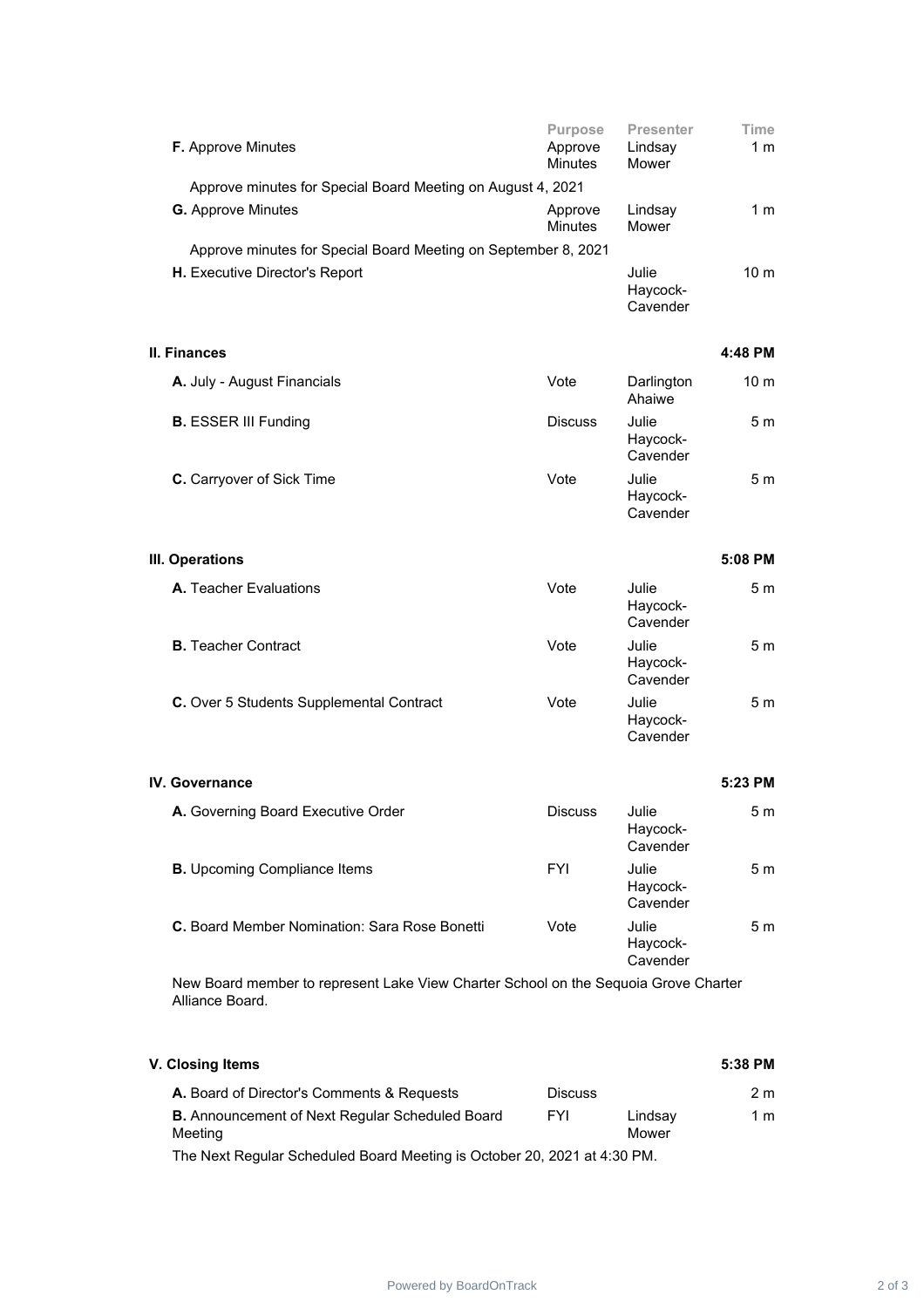| | Purpose | Presenter | Time |
|---|---|---|---|
| **F.** Approve Minutes | Approve Minutes | Lindsay Mower | 1 m |

Approve minutes for Special Board Meeting on August 4, 2021

| | Purpose | Presenter | Time |
|---|---|---|---|
| **G.** Approve Minutes | Approve Minutes | Lindsay Mower | 1 m |

Approve minutes for Special Board Meeting on September 8, 2021

| | Purpose | Presenter | Time |
|---|---|---|---|
| **H.** Executive Director's Report | | Julie Haycock-Cavender | 10 m |

## II. Finances — 4:48 PM

| | Purpose | Presenter | Time |
|---|---|---|---|
| **A.** July - August Financials | Vote | Darlington Ahaiwe | 10 m |
| **B.** ESSER III Funding | Discuss | Julie Haycock-Cavender | 5 m |
| **C.** Carryover of Sick Time | Vote | Julie Haycock-Cavender | 5 m |

## III. Operations — 5:08 PM

| | Purpose | Presenter | Time |
|---|---|---|---|
| **A.** Teacher Evaluations | Vote | Julie Haycock-Cavender | 5 m |
| **B.** Teacher Contract | Vote | Julie Haycock-Cavender | 5 m |
| **C.** Over 5 Students Supplemental Contract | Vote | Julie Haycock-Cavender | 5 m |

## IV. Governance — 5:23 PM

| | Purpose | Presenter | Time |
|---|---|---|---|
| **A.** Governing Board Executive Order | Discuss | Julie Haycock-Cavender | 5 m |
| **B.** Upcoming Compliance Items | FYI | Julie Haycock-Cavender | 5 m |
| **C.** Board Member Nomination: Sara Rose Bonetti | Vote | Julie Haycock-Cavender | 5 m |

New Board member to represent Lake View Charter School on the Sequoia Grove Charter Alliance Board.

## V. Closing Items — 5:38 PM

| | Purpose | Presenter | Time |
|---|---|---|---|
| **A.** Board of Director's Comments & Requests | Discuss | | 2 m |
| **B.** Announcement of Next Regular Scheduled Board Meeting | FYI | Lindsay Mower | 1 m |

The Next Regular Scheduled Board Meeting is October 20, 2021 at 4:30 PM.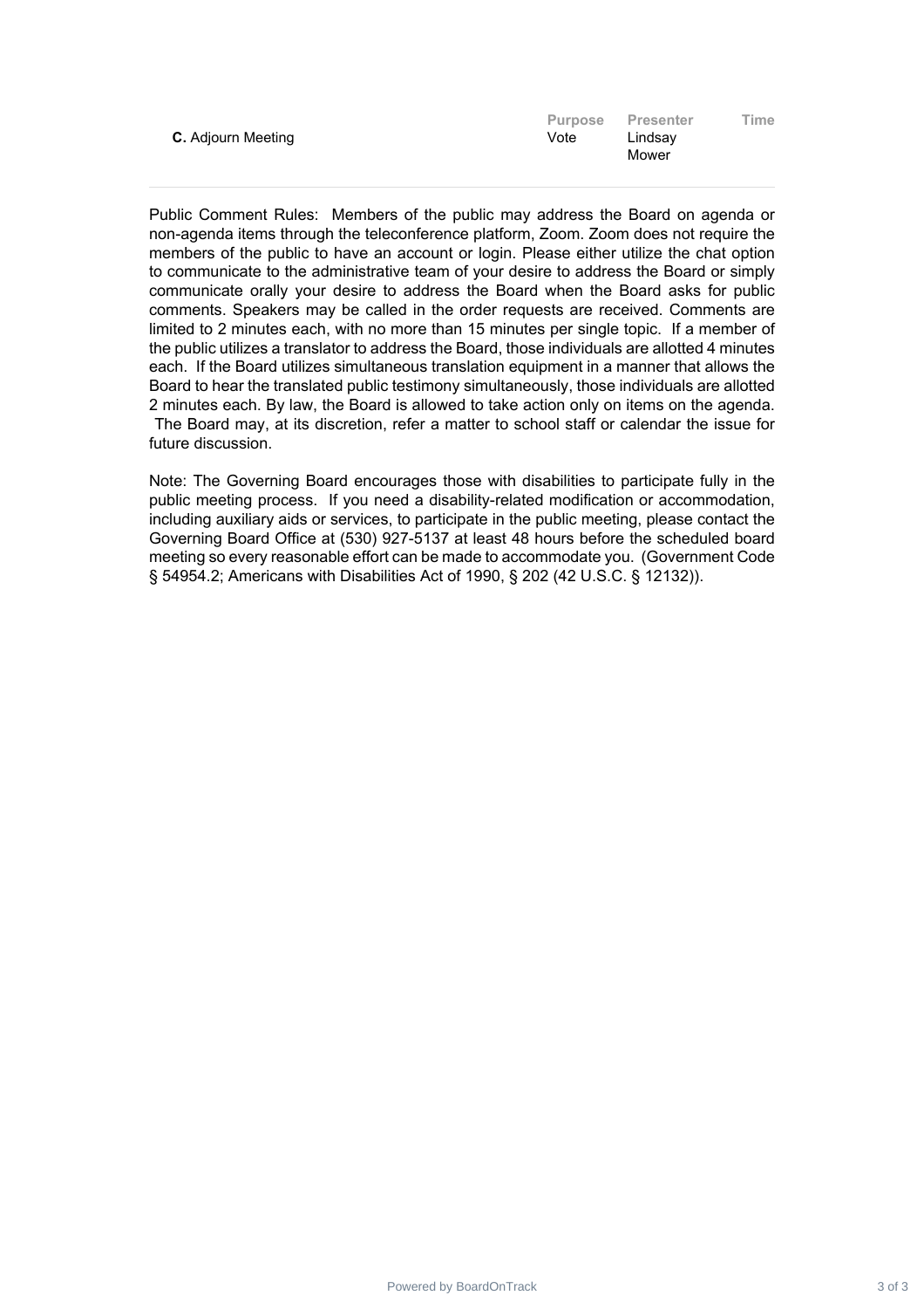| | Purpose | Presenter | Time |
|---|---|---|---|
| **C.** Adjourn Meeting | Vote | Lindsay Mower | |

Public Comment Rules: Members of the public may address the Board on agenda or non-agenda items through the teleconference platform, Zoom. Zoom does not require the members of the public to have an account or login. Please either utilize the chat option to communicate to the administrative team of your desire to address the Board or simply communicate orally your desire to address the Board when the Board asks for public comments. Speakers may be called in the order requests are received. Comments are limited to 2 minutes each, with no more than 15 minutes per single topic. If a member of the public utilizes a translator to address the Board, those individuals are allotted 4 minutes each. If the Board utilizes simultaneous translation equipment in a manner that allows the Board to hear the translated public testimony simultaneously, those individuals are allotted 2 minutes each. By law, the Board is allowed to take action only on items on the agenda. The Board may, at its discretion, refer a matter to school staff or calendar the issue for future discussion.

Note: The Governing Board encourages those with disabilities to participate fully in the public meeting process. If you need a disability-related modification or accommodation, including auxiliary aids or services, to participate in the public meeting, please contact the Governing Board Office at (530) 927-5137 at least 48 hours before the scheduled board meeting so every reasonable effort can be made to accommodate you. (Government Code § 54954.2; Americans with Disabilities Act of 1990, § 202 (42 U.S.C. § 12132)).